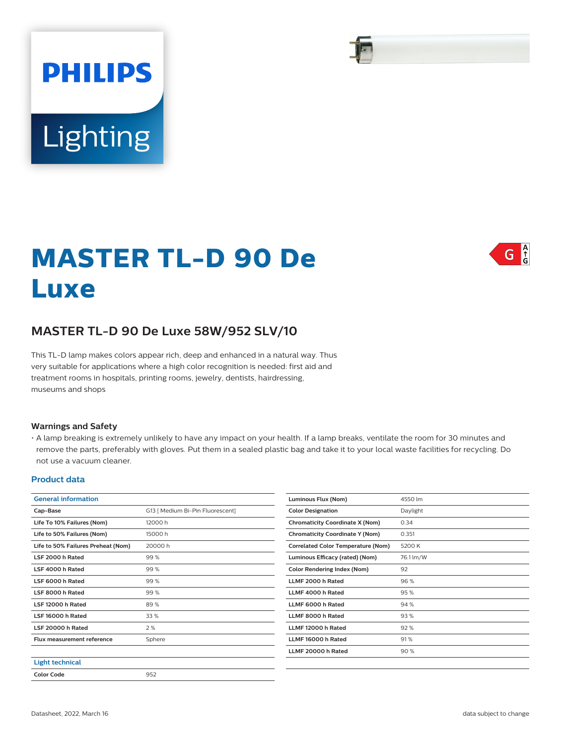PHILIPS

Lighting

# MASTER TL-D 90 De Luxe

G

## MASTER TL-D 90 De Luxe 58W/952 SLV/10

This TL-D lamp makes colors appear rich, deep and enhanced in a natural way. Thus very suitable for applications where a high color recognition is needed: first aid and treatment rooms in hospitals, printing rooms, jewelry, dentists, hairdressing, museums and shops

### Warnings and Safety

- A lamp breaking is extremely unlikely to have any impact on your health. If a lamp breaks, ventilate the room for 30 minutes and remove the parts, preferably with gloves. Put them in a sealed plastic bag and take it to your local waste facilities for recycling. Do not use a vacuum cleaner.

### Product data

| General information | |
|---|---|
| Cap-Base | G13 [ Medium Bi-Pin Fluorescent] |
| Life To 10% Failures (Nom) | 12000 h |
| Life to 50% Failures (Nom) | 15000 h |
| Life to 50% Failures Preheat (Nom) | 20000 h |
| LSF 2000 h Rated | 99 % |
| LSF 4000 h Rated | 99 % |
| LSF 6000 h Rated | 99 % |
| LSF 8000 h Rated | 99 % |
| LSF 12000 h Rated | 89 % |
| LSF 16000 h Rated | 33 % |
| LSF 20000 h Rated | 2 % |
| Flux measurement reference | Sphere |

| Light technical | |
|---|---|
| Color Code | 952 |
| Luminous Flux (Nom) | 4550 lm |
| Color Designation | Daylight |
| Chromaticity Coordinate X (Nom) | 0.34 |
| Chromaticity Coordinate Y (Nom) | 0.351 |
| Correlated Color Temperature (Nom) | 5200 K |
| Luminous Efficacy (rated) (Nom) | 76.1 lm/W |
| Color Rendering Index (Nom) | 92 |
| LLMF 2000 h Rated | 96 % |
| LLMF 4000 h Rated | 95 % |
| LLMF 6000 h Rated | 94 % |
| LLMF 8000 h Rated | 93 % |
| LLMF 12000 h Rated | 92 % |
| LLMF 16000 h Rated | 91 % |
| LLMF 20000 h Rated | 90 % |

Datasheet, 2022, March 16

data subject to change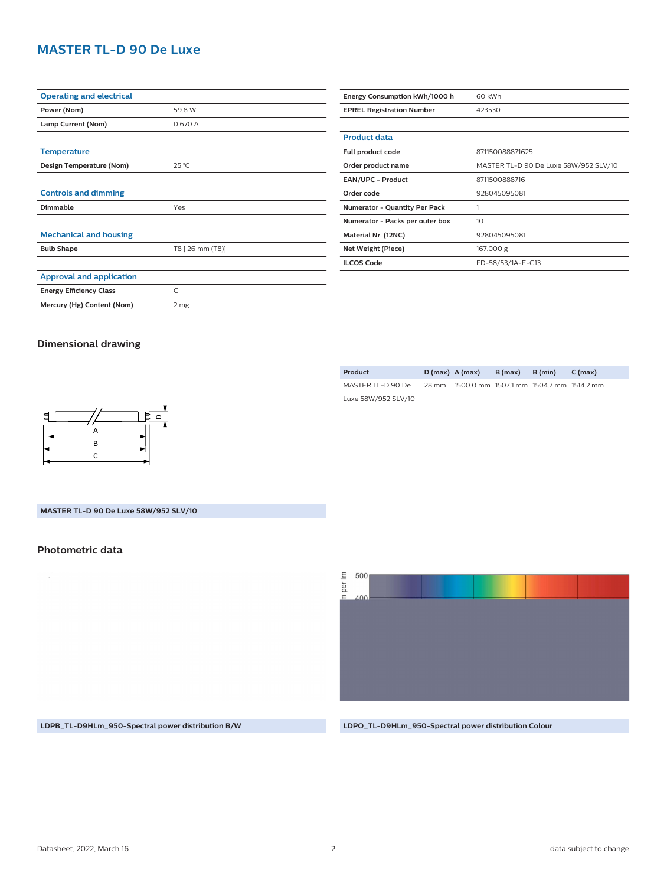# MASTER TL-D 90 De Luxe

| Operating and electrical | |
|---|---|
| Power (Nom) | 59.8 W |
| Lamp Current (Nom) | 0.670 A |

| Temperature | |
|---|---|
| Design Temperature (Nom) | 25 °C |

| Controls and dimming | |
|---|---|
| Dimmable | Yes |

| Mechanical and housing | |
|---|---|
| Bulb Shape | T8 [ 26 mm (T8)] |

| Approval and application | |
|---|---|
| Energy Efficiency Class | G |
| Mercury (Hg) Content (Nom) | 2 mg |

| | |
|---|---|
| Energy Consumption kWh/1000 h | 60 kWh |
| EPREL Registration Number | 423530 |

| Product data | |
|---|---|
| Full product code | 871150088871625 |
| Order product name | MASTER TL-D 90 De Luxe 58W/952 SLV/10 |
| EAN/UPC - Product | 8711500888716 |
| Order code | 928045095081 |
| Numerator - Quantity Per Pack | 1 |
| Numerator - Packs per outer box | 10 |
| Material Nr. (12NC) | 928045095081 |
| Net Weight (Piece) | 167.000 g |
| ILCOS Code | FD-58/53/1A-E-G13 |

## Dimensional drawing

| Product | D (max) | A (max) | B (max) | B (min) | C (max) |
|---|---|---|---|---|---|
| MASTER TL-D 90 De Luxe 58W/952 SLV/10 | 28 mm | 1500.0 mm | 1507.1 mm | 1504.7 mm | 1514.2 mm |

MASTER TL-D 90 De Luxe 58W/952 SLV/10

## Photometric data

LDPB_TL-D9HLm_950-Spectral power distribution B/W

LDPO_TL-D9HLm_950-Spectral power distribution Colour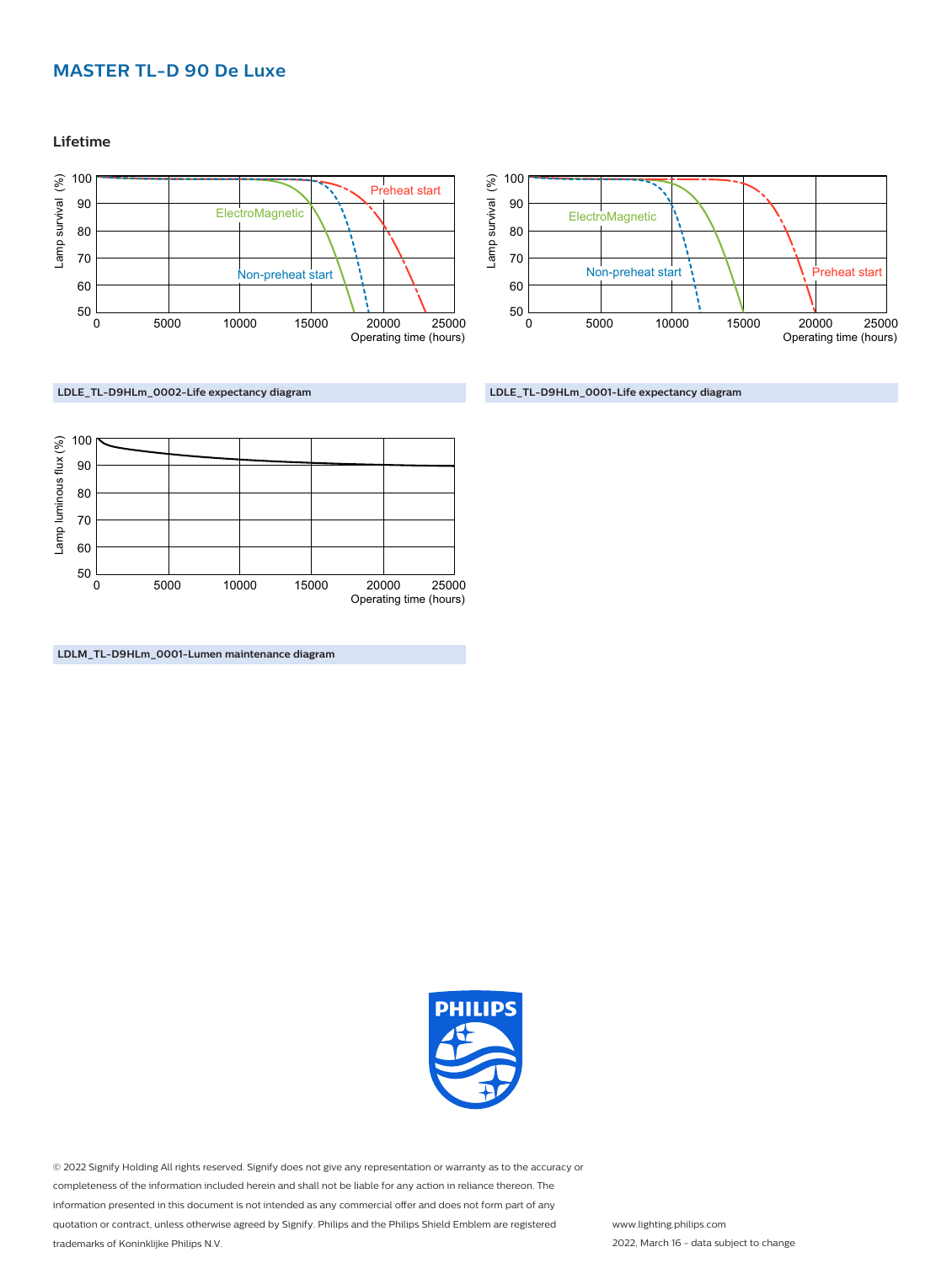## MASTER TL-D 90 De Luxe

### Lifetime

Lamp survival (%)
100
90
80
70
60
50
0
5000
10000
15000
20000
25000
Operating time (hours)
Preheat start
ElectroMagnetic
Non-preheat start

**LDLE_TL-D9HLm_0002-Life expectancy diagram**

Lamp survival (%)
100
90
80
70
60
50
0
5000
10000
15000
20000
25000
Operating time (hours)
ElectroMagnetic
Non-preheat start
Preheat start

**LDLE_TL-D9HLm_0001-Life expectancy diagram**

Lamp luminous flux (%)
100
90
80
70
60
50
0
5000
10000
15000
20000
25000
Operating time (hours)

**LDLM_TL-D9HLm_0001-Lumen maintenance diagram**

© 2022 Signify Holding All rights reserved. Signify does not give any representation or warranty as to the accuracy or completeness of the information included herein and shall not be liable for any action in reliance thereon. The information presented in this document is not intended as any commercial offer and does not form part of any quotation or contract, unless otherwise agreed by Signify. Philips and the Philips Shield Emblem are registered trademarks of Koninklijke Philips N.V.

www.lighting.philips.com

2022, March 16 - data subject to change